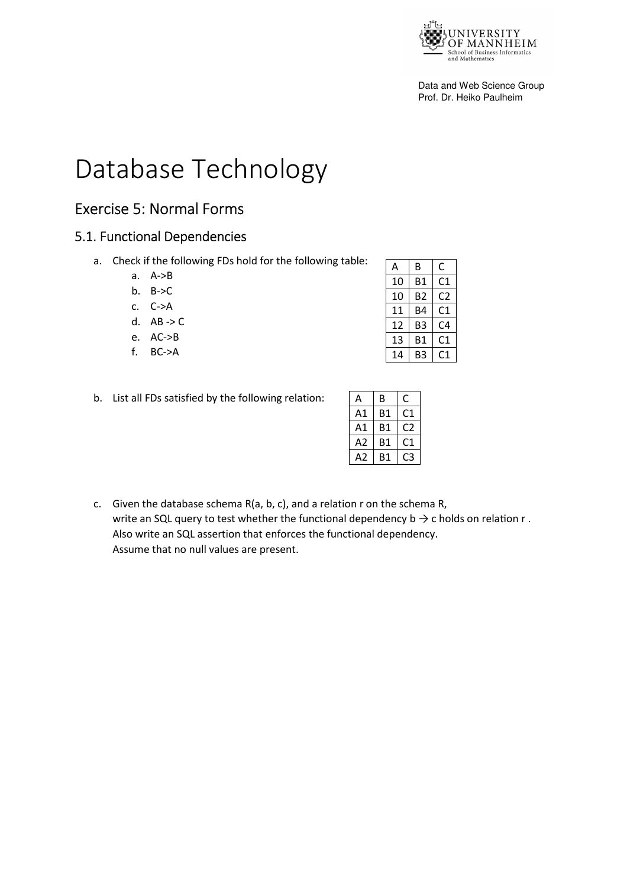Data and Web Science Group
Prof. Dr. Heiko Paulheim

# Database Technology

## Exercise 5: Normal Forms

### 5.1. Functional Dependencies

a. Check if the following FDs hold for the following table:
   a. A->B
   b. B->C
   c. C->A
   d. AB -> C
   e. AC->B
   f. BC->A

| A | B | C |
|---|---|---|
| 10 | B1 | C1 |
| 10 | B2 | C2 |
| 11 | B4 | C1 |
| 12 | B3 | C4 |
| 13 | B1 | C1 |
| 14 | B3 | C1 |

b. List all FDs satisfied by the following relation:

| A | B | C |
|---|---|---|
| A1 | B1 | C1 |
| A1 | B1 | C2 |
| A2 | B1 | C1 |
| A2 | B1 | C3 |

c. Given the database schema R(a, b, c), and a relation r on the schema R, write an SQL query to test whether the functional dependency b → c holds on relation r . Also write an SQL assertion that enforces the functional dependency. Assume that no null values are present.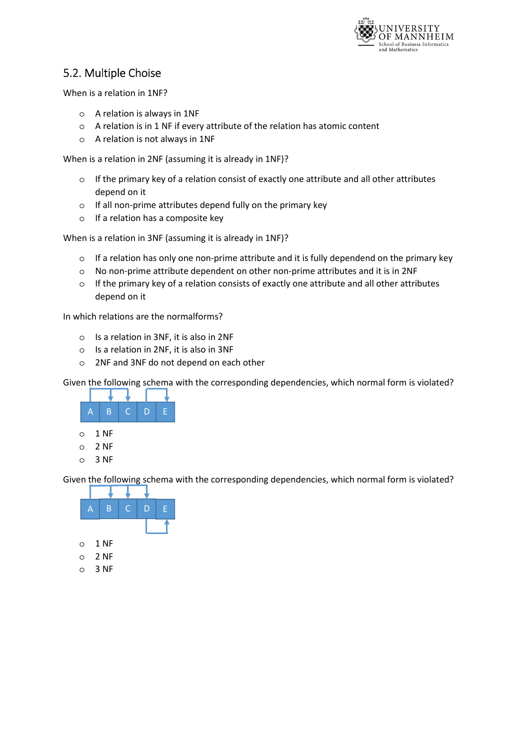## 5.2. Multiple Choise

When is a relation in 1NF?

- A relation is always in 1NF
- A relation is in 1 NF if every attribute of the relation has atomic content
- A relation is not always in 1NF

When is a relation in 2NF (assuming it is already in 1NF)?

- If the primary key of a relation consist of exactly one attribute and all other attributes depend on it
- If all non-prime attributes depend fully on the primary key
- If a relation has a composite key

When is a relation in 3NF (assuming it is already in 1NF)?

- If a relation has only one non-prime attribute and it is fully dependend on the primary key
- No non-prime attribute dependent on other non-prime attributes and it is in 2NF
- If the primary key of a relation consists of exactly one attribute and all other attributes depend on it

In which relations are the normalforms?

- Is a relation in 3NF, it is also in 2NF
- Is a relation in 2NF, it is also in 3NF
- 2NF and 3NF do not depend on each other

Given the following schema with the corresponding dependencies, which normal form is violated?

| A | B | C | D | E |
|---|---|---|---|---|

- 1 NF
- 2 NF
- 3 NF

Given the following schema with the corresponding dependencies, which normal form is violated?

| A | B | C | D | E |
|---|---|---|---|---|

- 1 NF
- 2 NF
- 3 NF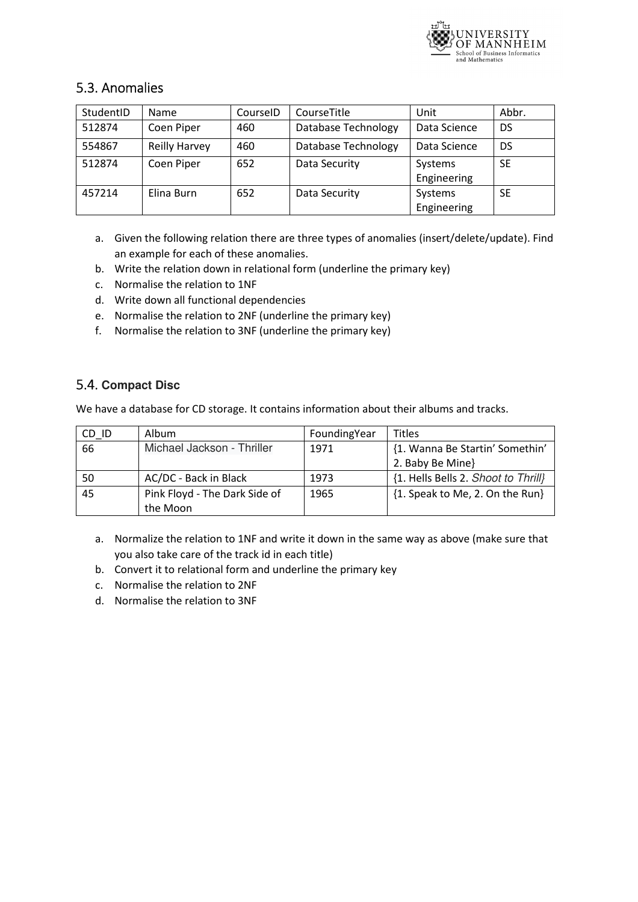## 5.3. Anomalies

| StudentID | Name | CourseID | CourseTitle | Unit | Abbr. |
|---|---|---|---|---|---|
| 512874 | Coen Piper | 460 | Database Technology | Data Science | DS |
| 554867 | Reilly Harvey | 460 | Database Technology | Data Science | DS |
| 512874 | Coen Piper | 652 | Data Security | Systems Engineering | SE |
| 457214 | Elina Burn | 652 | Data Security | Systems Engineering | SE |

a. Given the following relation there are three types of anomalies (insert/delete/update). Find an example for each of these anomalies.
b. Write the relation down in relational form (underline the primary key)
c. Normalise the relation to 1NF
d. Write down all functional dependencies
e. Normalise the relation to 2NF (underline the primary key)
f. Normalise the relation to 3NF (underline the primary key)

## 5.4. Compact Disc

We have a database for CD storage. It contains information about their albums and tracks.

| CD_ID | Album | FoundingYear | Titles |
|---|---|---|---|
| 66 | Michael Jackson - Thriller | 1971 | {1. Wanna Be Startin' Somethin' 2. Baby Be Mine} |
| 50 | AC/DC - Back in Black | 1973 | {1. Hells Bells 2. *Shoot to Thrill}* |
| 45 | Pink Floyd - The Dark Side of the Moon | 1965 | {1. Speak to Me, 2. On the Run} |

a. Normalize the relation to 1NF and write it down in the same way as above (make sure that you also take care of the track id in each title)
b. Convert it to relational form and underline the primary key
c. Normalise the relation to 2NF
d. Normalise the relation to 3NF